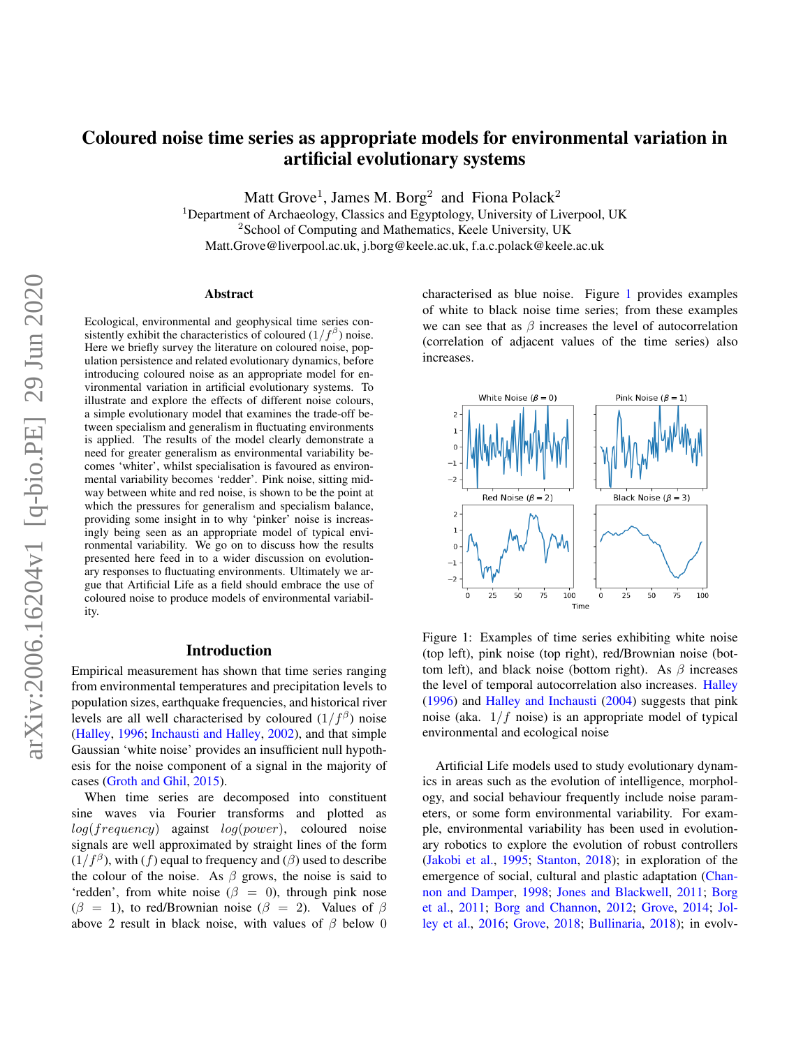# Coloured noise time series as appropriate models for environmental variation in artificial evolutionary systems

Matt Grove[1], James M. Borg[2] and Fiona Polack[2]

[1]Department of Archaeology, Classics and Egyptology, University of Liverpool, UK
[2]School of Computing and Mathematics, Keele University, UK
Matt.Grove@liverpool.ac.uk, j.borg@keele.ac.uk, f.a.c.polack@keele.ac.uk

## Abstract

Ecological, environmental and geophysical time series consistently exhibit the characteristics of coloured ($1/f^{\beta}$) noise. Here we briefly survey the literature on coloured noise, population persistence and related evolutionary dynamics, before introducing coloured noise as an appropriate model for environmental variation in artificial evolutionary systems. To illustrate and explore the effects of different noise colours, a simple evolutionary model that examines the trade-off between specialism and generalism in fluctuating environments is applied. The results of the model clearly demonstrate a need for greater generalism as environmental variability becomes 'whiter', whilst specialisation is favoured as environmental variability becomes 'redder'. Pink noise, sitting midway between white and red noise, is shown to be the point at which the pressures for generalism and specialism balance, providing some insight in to why 'pinker' noise is increasingly being seen as an appropriate model of typical environmental variability. We go on to discuss how the results presented here feed in to a wider discussion on evolutionary responses to fluctuating environments. Ultimately we argue that Artificial Life as a field should embrace the use of coloured noise to produce models of environmental variability.

## Introduction

Empirical measurement has shown that time series ranging from environmental temperatures and precipitation levels to population sizes, earthquake frequencies, and historical river levels are all well characterised by coloured ($1/f^{\beta}$) noise (Halley, 1996; Inchausti and Halley, 2002), and that simple Gaussian 'white noise' provides an insufficient null hypothesis for the noise component of a signal in the majority of cases (Groth and Ghil, 2015).

When time series are decomposed into constituent sine waves via Fourier transforms and plotted as $log(frequency)$ against $log(power)$, coloured noise signals are well approximated by straight lines of the form ($1/f^{\beta}$), with ($f$) equal to frequency and ($\beta$) used to describe the colour of the noise. As $\beta$ grows, the noise is said to 'redden', from white noise ($\beta = 0$), through pink nose ($\beta = 1$), to red/Brownian noise ($\beta = 2$). Values of $\beta$ above 2 result in black noise, with values of $\beta$ below 0 characterised as blue noise. Figure 1 provides examples of white to black noise time series; from these examples we can see that as $\beta$ increases the level of autocorrelation (correlation of adjacent values of the time series) also increases.

Figure 1: Examples of time series exhibiting white noise (top left), pink noise (top right), red/Brownian noise (bottom left), and black noise (bottom right). As $\beta$ increases the level of temporal autocorrelation also increases. Halley (1996) and Halley and Inchausti (2004) suggests that pink noise (aka. $1/f$ noise) is an appropriate model of typical environmental and ecological noise

Artificial Life models used to study evolutionary dynamics in areas such as the evolution of intelligence, morphology, and social behaviour frequently include noise parameters, or some form environmental variability. For example, environmental variability has been used in evolutionary robotics to explore the evolution of robust controllers (Jakobi et al., 1995; Stanton, 2018); in exploration of the emergence of social, cultural and plastic adaptation (Channon and Damper, 1998; Jones and Blackwell, 2011; Borg et al., 2011; Borg and Channon, 2012; Grove, 2014; Jolley et al., 2016; Grove, 2018; Bullinaria, 2018); in evolv-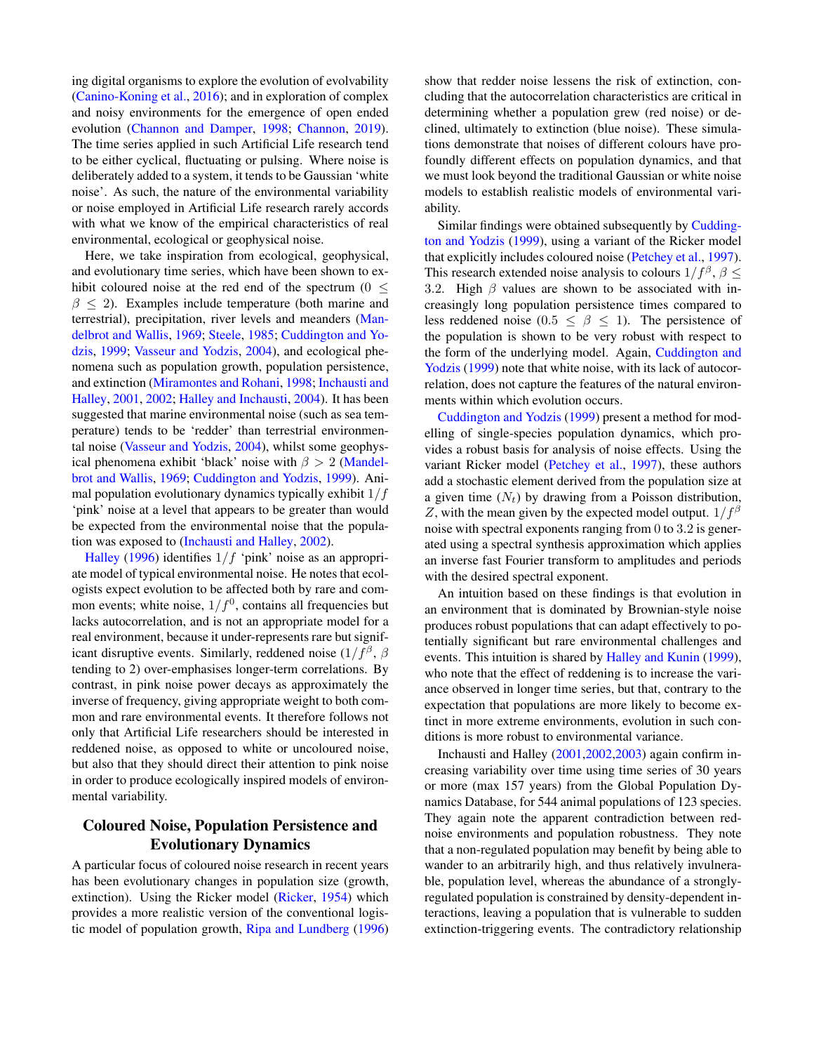ing digital organisms to explore the evolution of evolvability (Canino-Koning et al., 2016); and in exploration of complex and noisy environments for the emergence of open ended evolution (Channon and Damper, 1998; Channon, 2019). The time series applied in such Artificial Life research tend to be either cyclical, fluctuating or pulsing. Where noise is deliberately added to a system, it tends to be Gaussian 'white noise'. As such, the nature of the environmental variability or noise employed in Artificial Life research rarely accords with what we know of the empirical characteristics of real environmental, ecological or geophysical noise.

Here, we take inspiration from ecological, geophysical, and evolutionary time series, which have been shown to exhibit coloured noise at the red end of the spectrum ($0 \leq \beta \leq 2$). Examples include temperature (both marine and terrestrial), precipitation, river levels and meanders (Mandelbrot and Wallis, 1969; Steele, 1985; Cuddington and Yodzis, 1999; Vasseur and Yodzis, 2004), and ecological phenomena such as population growth, population persistence, and extinction (Miramontes and Rohani, 1998; Inchausti and Halley, 2001, 2002; Halley and Inchausti, 2004). It has been suggested that marine environmental noise (such as sea temperature) tends to be 'redder' than terrestrial environmental noise (Vasseur and Yodzis, 2004), whilst some geophysical phenomena exhibit 'black' noise with $\beta > 2$ (Mandelbrot and Wallis, 1969; Cuddington and Yodzis, 1999). Animal population evolutionary dynamics typically exhibit $1/f$ 'pink' noise at a level that appears to be greater than would be expected from the environmental noise that the population was exposed to (Inchausti and Halley, 2002).

Halley (1996) identifies $1/f$ 'pink' noise as an appropriate model of typical environmental noise. He notes that ecologists expect evolution to be affected both by rare and common events; white noise, $1/f^0$, contains all frequencies but lacks autocorrelation, and is not an appropriate model for a real environment, because it under-represents rare but significant disruptive events. Similarly, reddened noise ($1/f^\beta$, $\beta$ tending to 2) over-emphasises longer-term correlations. By contrast, in pink noise power decays as approximately the inverse of frequency, giving appropriate weight to both common and rare environmental events. It therefore follows not only that Artificial Life researchers should be interested in reddened noise, as opposed to white or uncoloured noise, but also that they should direct their attention to pink noise in order to produce ecologically inspired models of environmental variability.

## Coloured Noise, Population Persistence and Evolutionary Dynamics

A particular focus of coloured noise research in recent years has been evolutionary changes in population size (growth, extinction). Using the Ricker model (Ricker, 1954) which provides a more realistic version of the conventional logistic model of population growth, Ripa and Lundberg (1996) show that redder noise lessens the risk of extinction, concluding that the autocorrelation characteristics are critical in determining whether a population grew (red noise) or declined, ultimately to extinction (blue noise). These simulations demonstrate that noises of different colours have profoundly different effects on population dynamics, and that we must look beyond the traditional Gaussian or white noise models to establish realistic models of environmental variability.

Similar findings were obtained subsequently by Cuddington and Yodzis (1999), using a variant of the Ricker model that explicitly includes coloured noise (Petchey et al., 1997). This research extended noise analysis to colours $1/f^\beta$, $\beta \leq 3.2$. High $\beta$ values are shown to be associated with increasingly long population persistence times compared to less reddened noise ($0.5 \leq \beta \leq 1$). The persistence of the population is shown to be very robust with respect to the form of the underlying model. Again, Cuddington and Yodzis (1999) note that white noise, with its lack of autocorrelation, does not capture the features of the natural environments within which evolution occurs.

Cuddington and Yodzis (1999) present a method for modelling of single-species population dynamics, which provides a robust basis for analysis of noise effects. Using the variant Ricker model (Petchey et al., 1997), these authors add a stochastic element derived from the population size at a given time ($N_t$) by drawing from a Poisson distribution, $Z$, with the mean given by the expected model output. $1/f^\beta$ noise with spectral exponents ranging from 0 to 3.2 is generated using a spectral synthesis approximation which applies an inverse fast Fourier transform to amplitudes and periods with the desired spectral exponent.

An intuition based on these findings is that evolution in an environment that is dominated by Brownian-style noise produces robust populations that can adapt effectively to potentially significant but rare environmental challenges and events. This intuition is shared by Halley and Kunin (1999), who note that the effect of reddening is to increase the variance observed in longer time series, but that, contrary to the expectation that populations are more likely to become extinct in more extreme environments, evolution in such conditions is more robust to environmental variance.

Inchausti and Halley (2001,2002,2003) again confirm increasing variability over time using time series of 30 years or more (max 157 years) from the Global Population Dynamics Database, for 544 animal populations of 123 species. They again note the apparent contradiction between red-noise environments and population robustness. They note that a non-regulated population may benefit by being able to wander to an arbitrarily high, and thus relatively invulnerable, population level, whereas the abundance of a strongly-regulated population is constrained by density-dependent interactions, leaving a population that is vulnerable to sudden extinction-triggering events. The contradictory relationship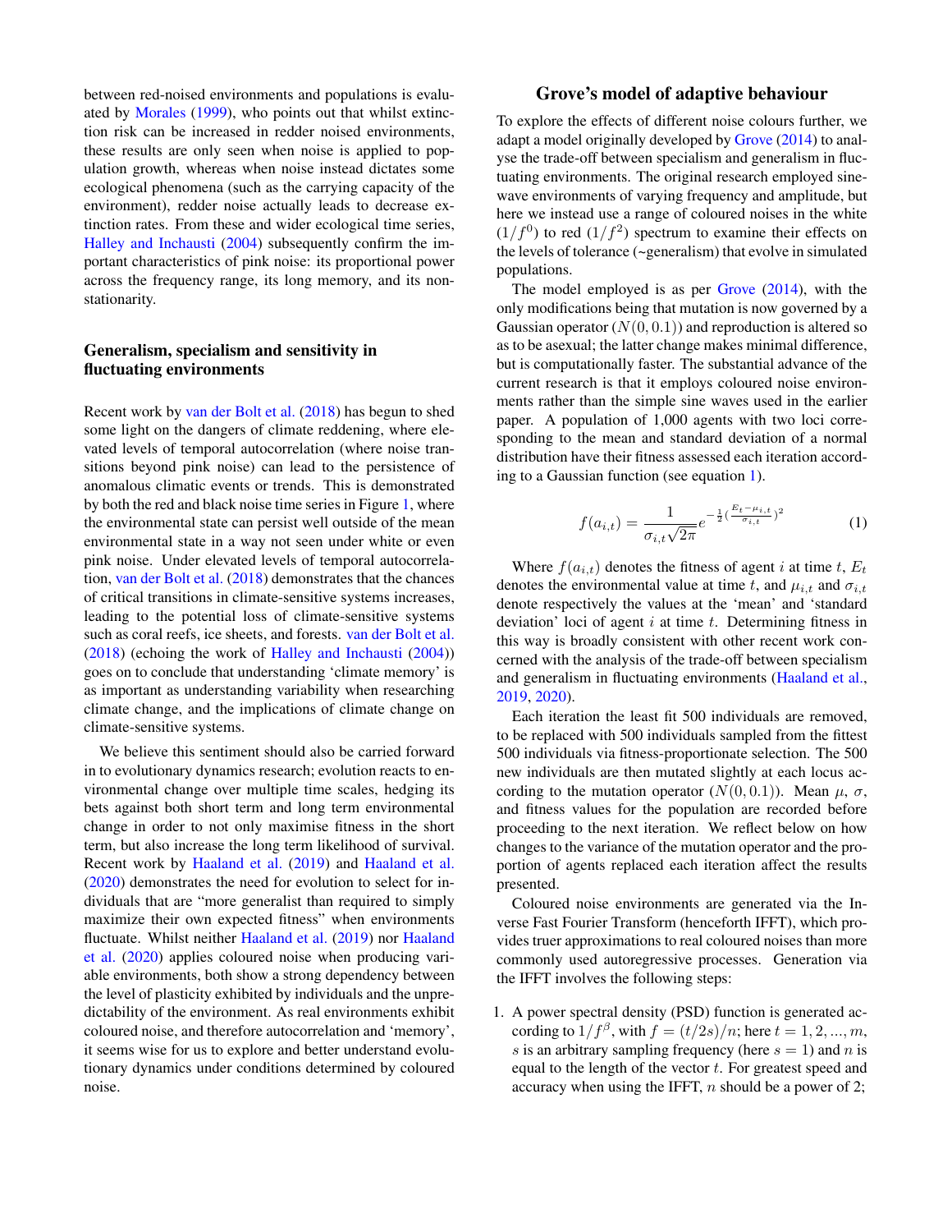between red-noised environments and populations is evaluated by Morales (1999), who points out that whilst extinction risk can be increased in redder noised environments, these results are only seen when noise is applied to population growth, whereas when noise instead dictates some ecological phenomena (such as the carrying capacity of the environment), redder noise actually leads to decrease extinction rates. From these and wider ecological time series, Halley and Inchausti (2004) subsequently confirm the important characteristics of pink noise: its proportional power across the frequency range, its long memory, and its non-stationarity.

## Generalism, specialism and sensitivity in fluctuating environments

Recent work by van der Bolt et al. (2018) has begun to shed some light on the dangers of climate reddening, where elevated levels of temporal autocorrelation (where noise transitions beyond pink noise) can lead to the persistence of anomalous climatic events or trends. This is demonstrated by both the red and black noise time series in Figure 1, where the environmental state can persist well outside of the mean environmental state in a way not seen under white or even pink noise. Under elevated levels of temporal autocorrelation, van der Bolt et al. (2018) demonstrates that the chances of critical transitions in climate-sensitive systems increases, leading to the potential loss of climate-sensitive systems such as coral reefs, ice sheets, and forests. van der Bolt et al. (2018) (echoing the work of Halley and Inchausti (2004)) goes on to conclude that understanding 'climate memory' is as important as understanding variability when researching climate change, and the implications of climate change on climate-sensitive systems.

We believe this sentiment should also be carried forward in to evolutionary dynamics research; evolution reacts to environmental change over multiple time scales, hedging its bets against both short term and long term environmental change in order to not only maximise fitness in the short term, but also increase the long term likelihood of survival. Recent work by Haaland et al. (2019) and Haaland et al. (2020) demonstrates the need for evolution to select for individuals that are "more generalist than required to simply maximize their own expected fitness" when environments fluctuate. Whilst neither Haaland et al. (2019) nor Haaland et al. (2020) applies coloured noise when producing variable environments, both show a strong dependency between the level of plasticity exhibited by individuals and the unpredictability of the environment. As real environments exhibit coloured noise, and therefore autocorrelation and 'memory', it seems wise for us to explore and better understand evolutionary dynamics under conditions determined by coloured noise.

## Grove's model of adaptive behaviour

To explore the effects of different noise colours further, we adapt a model originally developed by Grove (2014) to analyse the trade-off between specialism and generalism in fluctuating environments. The original research employed sine-wave environments of varying frequency and amplitude, but here we instead use a range of coloured noises in the white ($1/f^0$) to red ($1/f^2$) spectrum to examine their effects on the levels of tolerance (~generalism) that evolve in simulated populations.

The model employed is as per Grove (2014), with the only modifications being that mutation is now governed by a Gaussian operator ($N(0, 0.1)$) and reproduction is altered so as to be asexual; the latter change makes minimal difference, but is computationally faster. The substantial advance of the current research is that it employs coloured noise environments rather than the simple sine waves used in the earlier paper. A population of 1,000 agents with two loci corresponding to the mean and standard deviation of a normal distribution have their fitness assessed each iteration according to a Gaussian function (see equation 1).

$$f(a_{i,t}) = \frac{1}{\sigma_{i,t}\sqrt{2\pi}} e^{-\frac{1}{2}(\frac{E_t - \mu_{i,t}}{\sigma_{i,t}})^2} \tag{1}$$

Where $f(a_{i,t})$ denotes the fitness of agent $i$ at time $t$, $E_t$ denotes the environmental value at time $t$, and $\mu_{i,t}$ and $\sigma_{i,t}$ denote respectively the values at the 'mean' and 'standard deviation' loci of agent $i$ at time $t$. Determining fitness in this way is broadly consistent with other recent work concerned with the analysis of the trade-off between specialism and generalism in fluctuating environments (Haaland et al., 2019, 2020).

Each iteration the least fit 500 individuals are removed, to be replaced with 500 individuals sampled from the fittest 500 individuals via fitness-proportionate selection. The 500 new individuals are then mutated slightly at each locus according to the mutation operator ($N(0, 0.1)$). Mean $\mu$, $\sigma$, and fitness values for the population are recorded before proceeding to the next iteration. We reflect below on how changes to the variance of the mutation operator and the proportion of agents replaced each iteration affect the results presented.

Coloured noise environments are generated via the Inverse Fast Fourier Transform (henceforth IFFT), which provides truer approximations to real coloured noises than more commonly used autoregressive processes. Generation via the IFFT involves the following steps:

1. A power spectral density (PSD) function is generated according to $1/f^\beta$, with $f = (t/2s)/n$; here $t = 1, 2, ..., m$, $s$ is an arbitrary sampling frequency (here $s = 1$) and $n$ is equal to the length of the vector $t$. For greatest speed and accuracy when using the IFFT, $n$ should be a power of 2;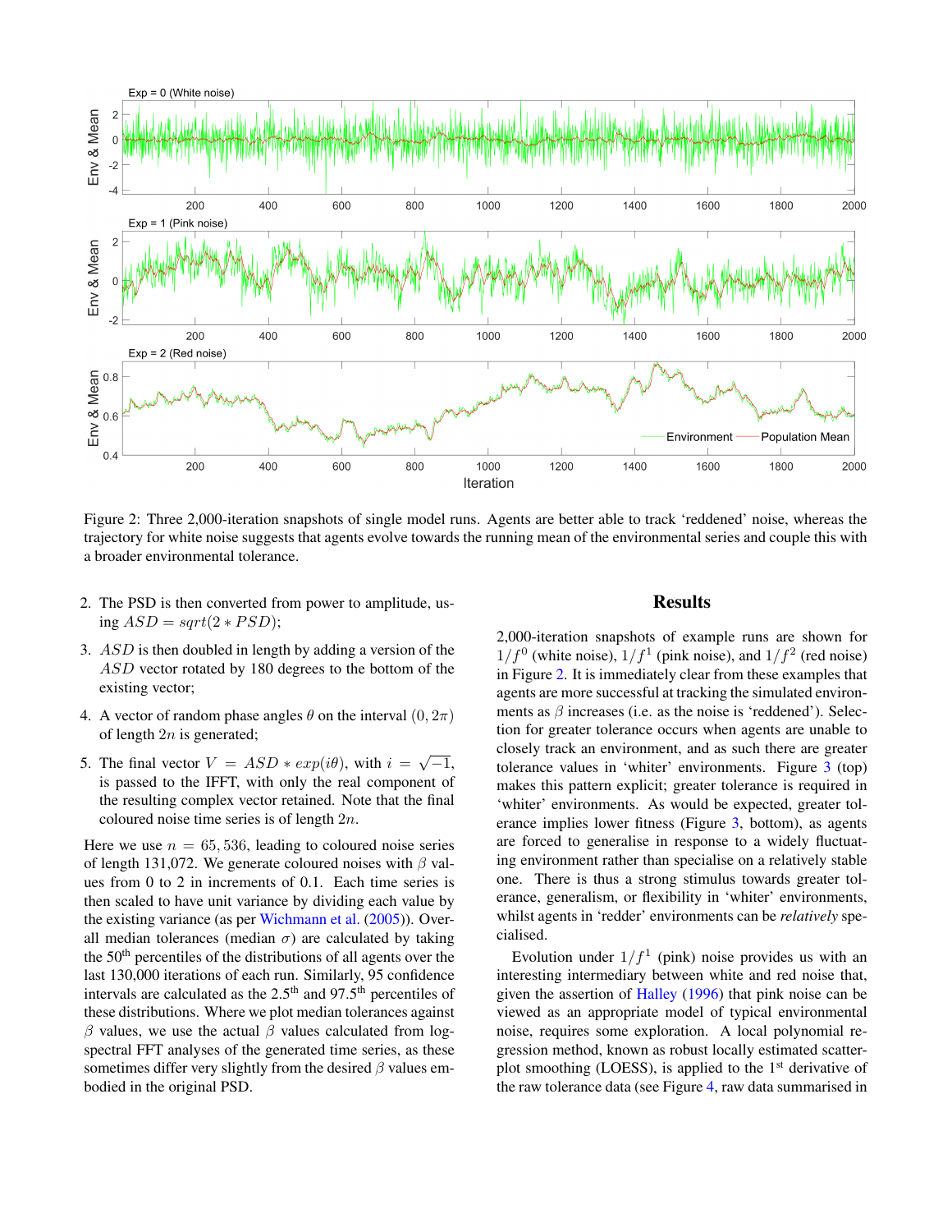Figure 2: Three 2,000-iteration snapshots of single model runs. Agents are better able to track 'reddened' noise, whereas the trajectory for white noise suggests that agents evolve towards the running mean of the environmental series and couple this with a broader environmental tolerance.

2. The PSD is then converted from power to amplitude, using $ASD = sqrt(2 * PSD)$;
3. $ASD$ is then doubled in length by adding a version of the $ASD$ vector rotated by 180 degrees to the bottom of the existing vector;
4. A vector of random phase angles $\theta$ on the interval $(0, 2\pi)$ of length $2n$ is generated;
5. The final vector $V = ASD * exp(i\theta)$, with $i = \sqrt{-1}$, is passed to the IFFT, with only the real component of the resulting complex vector retained. Note that the final coloured noise time series is of length $2n$.

Here we use $n = 65,536$, leading to coloured noise series of length 131,072. We generate coloured noises with $\beta$ values from 0 to 2 in increments of 0.1. Each time series is then scaled to have unit variance by dividing each value by the existing variance (as per Wichmann et al. (2005)). Overall median tolerances (median $\sigma$) are calculated by taking the $50^{th}$ percentiles of the distributions of all agents over the last 130,000 iterations of each run. Similarly, 95 confidence intervals are calculated as the $2.5^{th}$ and $97.5^{th}$ percentiles of these distributions. Where we plot median tolerances against $\beta$ values, we use the actual $\beta$ values calculated from log-spectral FFT analyses of the generated time series, as these sometimes differ very slightly from the desired $\beta$ values embodied in the original PSD.

## Results

2,000-iteration snapshots of example runs are shown for $1/f^0$ (white noise), $1/f^1$ (pink noise), and $1/f^2$ (red noise) in Figure 2. It is immediately clear from these examples that agents are more successful at tracking the simulated environments as $\beta$ increases (i.e. as the noise is 'reddened'). Selection for greater tolerance occurs when agents are unable to closely track an environment, and as such there are greater tolerance values in 'whiter' environments. Figure 3 (top) makes this pattern explicit; greater tolerance is required in 'whiter' environments. As would be expected, greater tolerance implies lower fitness (Figure 3, bottom), as agents are forced to generalise in response to a widely fluctuating environment rather than specialise on a relatively stable one. There is thus a strong stimulus towards greater tolerance, generalism, or flexibility in 'whiter' environments, whilst agents in 'redder' environments can be *relatively* specialised.

Evolution under $1/f^1$ (pink) noise provides us with an interesting intermediary between white and red noise that, given the assertion of Halley (1996) that pink noise can be viewed as an appropriate model of typical environmental noise, requires some exploration. A local polynomial regression method, known as robust locally estimated scatterplot smoothing (LOESS), is applied to the $1^{st}$ derivative of the raw tolerance data (see Figure 4, raw data summarised in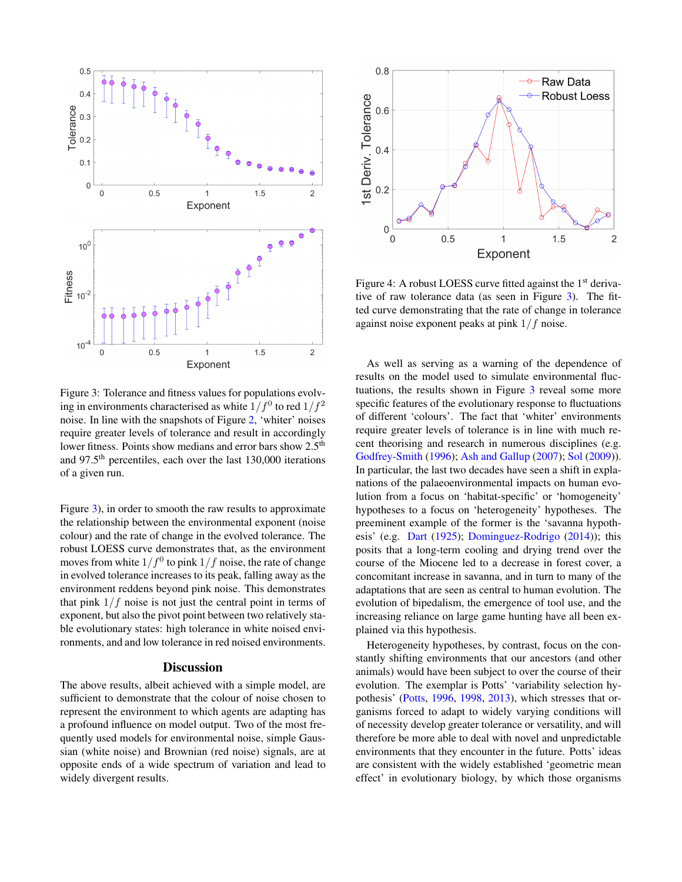Figure 3: Tolerance and fitness values for populations evolving in environments characterised as white $1/f^0$ to red $1/f^2$ noise. In line with the snapshots of Figure 2, 'whiter' noises require greater levels of tolerance and result in accordingly lower fitness. Points show medians and error bars show 2.5[th] and 97.5[th] percentiles, each over the last 130,000 iterations of a given run.

Figure 3), in order to smooth the raw results to approximate the relationship between the environmental exponent (noise colour) and the rate of change in the evolved tolerance. The robust LOESS curve demonstrates that, as the environment moves from white $1/f^0$ to pink $1/f$ noise, the rate of change in evolved tolerance increases to its peak, falling away as the environment reddens beyond pink noise. This demonstrates that pink $1/f$ noise is not just the central point in terms of exponent, but also the pivot point between two relatively stable evolutionary states: high tolerance in white noised environments, and and low tolerance in red noised environments.

Figure 4: A robust LOESS curve fitted against the 1[st] derivative of raw tolerance data (as seen in Figure 3). The fitted curve demonstrating that the rate of change in tolerance against noise exponent peaks at pink $1/f$ noise.

## Discussion

The above results, albeit achieved with a simple model, are sufficient to demonstrate that the colour of noise chosen to represent the environment to which agents are adapting has a profound influence on model output. Two of the most frequently used models for environmental noise, simple Gaussian (white noise) and Brownian (red noise) signals, are at opposite ends of a wide spectrum of variation and lead to widely divergent results.

As well as serving as a warning of the dependence of results on the model used to simulate environmental fluctuations, the results shown in Figure 3 reveal some more specific features of the evolutionary response to fluctuations of different 'colours'. The fact that 'whiter' environments require greater levels of tolerance is in line with much recent theorising and research in numerous disciplines (e.g. Godfrey-Smith (1996); Ash and Gallup (2007); Sol (2009)). In particular, the last two decades have seen a shift in explanations of the palaeoenvironmental impacts on human evolution from a focus on 'habitat-specific' or 'homogeneity' hypotheses to a focus on 'heterogeneity' hypotheses. The preeminent example of the former is the 'savanna hypothesis' (e.g. Dart (1925); Dominguez-Rodrigo (2014)); this posits that a long-term cooling and drying trend over the course of the Miocene led to a decrease in forest cover, a concomitant increase in savanna, and in turn to many of the adaptations that are seen as central to human evolution. The evolution of bipedalism, the emergence of tool use, and the increasing reliance on large game hunting have all been explained via this hypothesis.

Heterogeneity hypotheses, by contrast, focus on the constantly shifting environments that our ancestors (and other animals) would have been subject to over the course of their evolution. The exemplar is Potts' 'variability selection hypothesis' (Potts, 1996, 1998, 2013), which stresses that organisms forced to adapt to widely varying conditions will of necessity develop greater tolerance or versatility, and will therefore be more able to deal with novel and unpredictable environments that they encounter in the future. Potts' ideas are consistent with the widely established 'geometric mean effect' in evolutionary biology, by which those organisms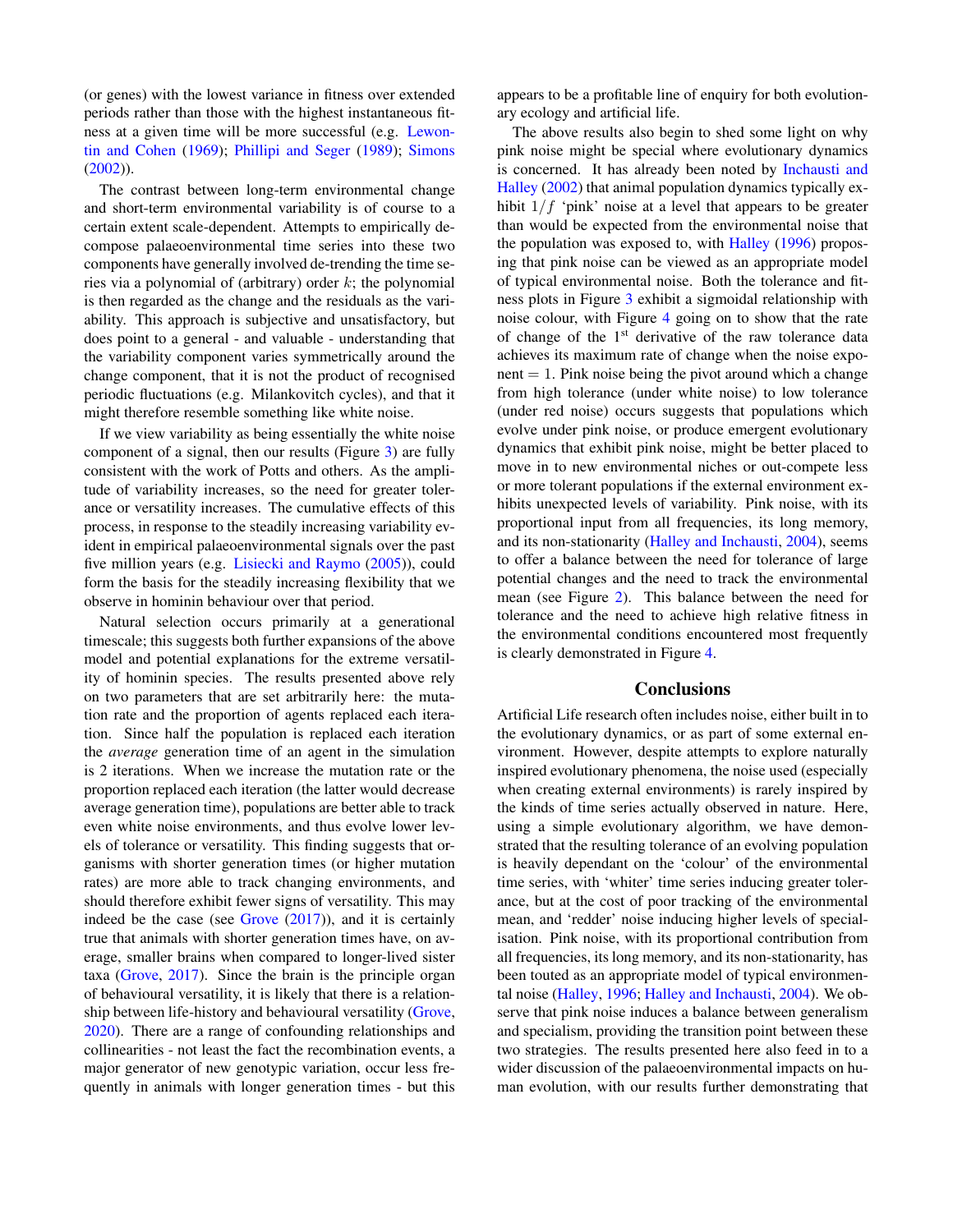(or genes) with the lowest variance in fitness over extended periods rather than those with the highest instantaneous fitness at a given time will be more successful (e.g. Lewontin and Cohen (1969); Phillipi and Seger (1989); Simons (2002)).

The contrast between long-term environmental change and short-term environmental variability is of course to a certain extent scale-dependent. Attempts to empirically decompose palaeoenvironmental time series into these two components have generally involved de-trending the time series via a polynomial of (arbitrary) order $k$; the polynomial is then regarded as the change and the residuals as the variability. This approach is subjective and unsatisfactory, but does point to a general - and valuable - understanding that the variability component varies symmetrically around the change component, that it is not the product of recognised periodic fluctuations (e.g. Milankovitch cycles), and that it might therefore resemble something like white noise.

If we view variability as being essentially the white noise component of a signal, then our results (Figure 3) are fully consistent with the work of Potts and others. As the amplitude of variability increases, so the need for greater tolerance or versatility increases. The cumulative effects of this process, in response to the steadily increasing variability evident in empirical palaeoenvironmental signals over the past five million years (e.g. Lisiecki and Raymo (2005)), could form the basis for the steadily increasing flexibility that we observe in hominin behaviour over that period.

Natural selection occurs primarily at a generational timescale; this suggests both further expansions of the above model and potential explanations for the extreme versatility of hominin species. The results presented above rely on two parameters that are set arbitrarily here: the mutation rate and the proportion of agents replaced each iteration. Since half the population is replaced each iteration the *average* generation time of an agent in the simulation is 2 iterations. When we increase the mutation rate or the proportion replaced each iteration (the latter would decrease average generation time), populations are better able to track even white noise environments, and thus evolve lower levels of tolerance or versatility. This finding suggests that organisms with shorter generation times (or higher mutation rates) are more able to track changing environments, and should therefore exhibit fewer signs of versatility. This may indeed be the case (see Grove (2017)), and it is certainly true that animals with shorter generation times have, on average, smaller brains when compared to longer-lived sister taxa (Grove, 2017). Since the brain is the principle organ of behavioural versatility, it is likely that there is a relationship between life-history and behavioural versatility (Grove, 2020). There are a range of confounding relationships and collinearities - not least the fact the recombination events, a major generator of new genotypic variation, occur less frequently in animals with longer generation times - but this appears to be a profitable line of enquiry for both evolutionary ecology and artificial life.

The above results also begin to shed some light on why pink noise might be special where evolutionary dynamics is concerned. It has already been noted by Inchausti and Halley (2002) that animal population dynamics typically exhibit $1/f$ 'pink' noise at a level that appears to be greater than would be expected from the environmental noise that the population was exposed to, with Halley (1996) proposing that pink noise can be viewed as an appropriate model of typical environmental noise. Both the tolerance and fitness plots in Figure 3 exhibit a sigmoidal relationship with noise colour, with Figure 4 going on to show that the rate of change of the $1^{\text{st}}$ derivative of the raw tolerance data achieves its maximum rate of change when the noise exponent = 1. Pink noise being the pivot around which a change from high tolerance (under white noise) to low tolerance (under red noise) occurs suggests that populations which evolve under pink noise, or produce emergent evolutionary dynamics that exhibit pink noise, might be better placed to move in to new environmental niches or out-compete less or more tolerant populations if the external environment exhibits unexpected levels of variability. Pink noise, with its proportional input from all frequencies, its long memory, and its non-stationarity (Halley and Inchausti, 2004), seems to offer a balance between the need for tolerance of large potential changes and the need to track the environmental mean (see Figure 2). This balance between the need for tolerance and the need to achieve high relative fitness in the environmental conditions encountered most frequently is clearly demonstrated in Figure 4.

## Conclusions

Artificial Life research often includes noise, either built in to the evolutionary dynamics, or as part of some external environment. However, despite attempts to explore naturally inspired evolutionary phenomena, the noise used (especially when creating external environments) is rarely inspired by the kinds of time series actually observed in nature. Here, using a simple evolutionary algorithm, we have demonstrated that the resulting tolerance of an evolving population is heavily dependant on the 'colour' of the environmental time series, with 'whiter' time series inducing greater tolerance, but at the cost of poor tracking of the environmental mean, and 'redder' noise inducing higher levels of specialisation. Pink noise, with its proportional contribution from all frequencies, its long memory, and its non-stationarity, has been touted as an appropriate model of typical environmental noise (Halley, 1996; Halley and Inchausti, 2004). We observe that pink noise induces a balance between generalism and specialism, providing the transition point between these two strategies. The results presented here also feed in to a wider discussion of the palaeoenvironmental impacts on human evolution, with our results further demonstrating that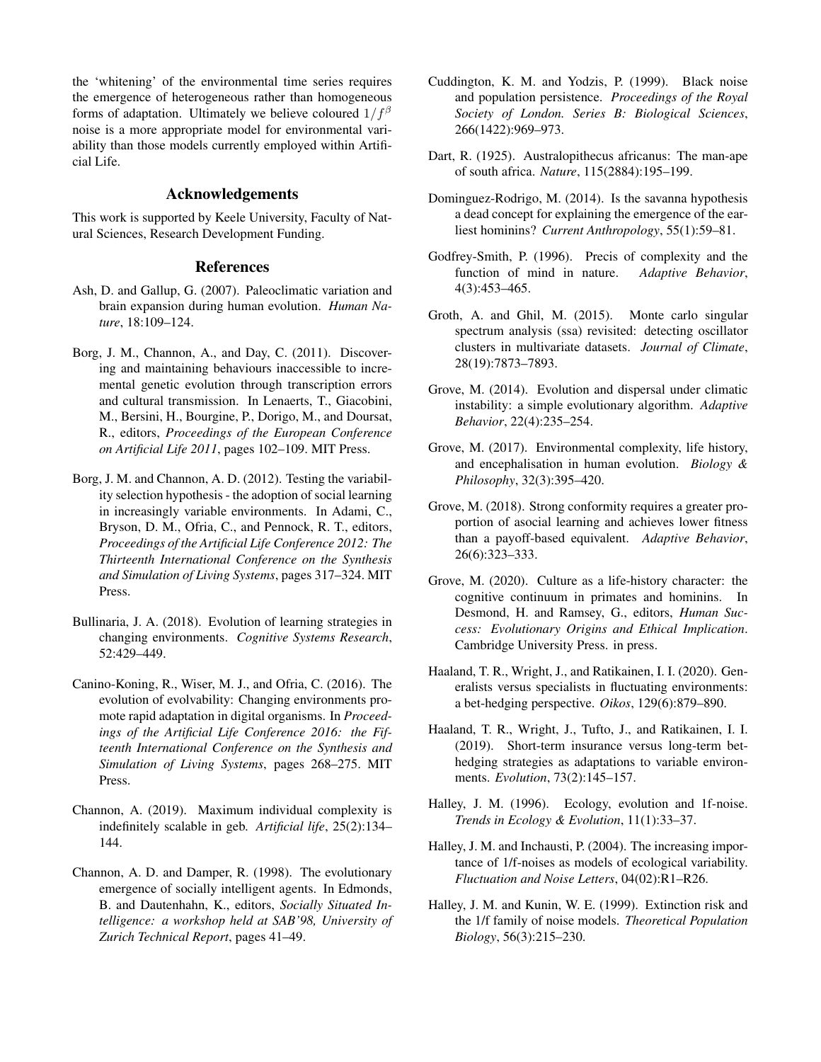the 'whitening' of the environmental time series requires the emergence of heterogeneous rather than homogeneous forms of adaptation. Ultimately we believe coloured $1/f^{\beta}$ noise is a more appropriate model for environmental variability than those models currently employed within Artificial Life.

## Acknowledgements

This work is supported by Keele University, Faculty of Natural Sciences, Research Development Funding.

## References

Ash, D. and Gallup, G. (2007). Paleoclimatic variation and brain expansion during human evolution. *Human Nature*, 18:109–124.

Borg, J. M., Channon, A., and Day, C. (2011). Discovering and maintaining behaviours inaccessible to incremental genetic evolution through transcription errors and cultural transmission. In Lenaerts, T., Giacobini, M., Bersini, H., Bourgine, P., Dorigo, M., and Doursat, R., editors, *Proceedings of the European Conference on Artificial Life 2011*, pages 102–109. MIT Press.

Borg, J. M. and Channon, A. D. (2012). Testing the variability selection hypothesis - the adoption of social learning in increasingly variable environments. In Adami, C., Bryson, D. M., Ofria, C., and Pennock, R. T., editors, *Proceedings of the Artificial Life Conference 2012: The Thirteenth International Conference on the Synthesis and Simulation of Living Systems*, pages 317–324. MIT Press.

Bullinaria, J. A. (2018). Evolution of learning strategies in changing environments. *Cognitive Systems Research*, 52:429–449.

Canino-Koning, R., Wiser, M. J., and Ofria, C. (2016). The evolution of evolvability: Changing environments promote rapid adaptation in digital organisms. In *Proceedings of the Artificial Life Conference 2016: the Fifteenth International Conference on the Synthesis and Simulation of Living Systems*, pages 268–275. MIT Press.

Channon, A. (2019). Maximum individual complexity is indefinitely scalable in geb. *Artificial life*, 25(2):134–144.

Channon, A. D. and Damper, R. (1998). The evolutionary emergence of socially intelligent agents. In Edmonds, B. and Dautenhahn, K., editors, *Socially Situated Intelligence: a workshop held at SAB'98, University of Zurich Technical Report*, pages 41–49.

Cuddington, K. M. and Yodzis, P. (1999). Black noise and population persistence. *Proceedings of the Royal Society of London. Series B: Biological Sciences*, 266(1422):969–973.

Dart, R. (1925). Australopithecus africanus: The man-ape of south africa. *Nature*, 115(2884):195–199.

Dominguez-Rodrigo, M. (2014). Is the savanna hypothesis a dead concept for explaining the emergence of the earliest hominins? *Current Anthropology*, 55(1):59–81.

Godfrey-Smith, P. (1996). Precis of complexity and the function of mind in nature. *Adaptive Behavior*, 4(3):453–465.

Groth, A. and Ghil, M. (2015). Monte carlo singular spectrum analysis (ssa) revisited: detecting oscillator clusters in multivariate datasets. *Journal of Climate*, 28(19):7873–7893.

Grove, M. (2014). Evolution and dispersal under climatic instability: a simple evolutionary algorithm. *Adaptive Behavior*, 22(4):235–254.

Grove, M. (2017). Environmental complexity, life history, and encephalisation in human evolution. *Biology & Philosophy*, 32(3):395–420.

Grove, M. (2018). Strong conformity requires a greater proportion of asocial learning and achieves lower fitness than a payoff-based equivalent. *Adaptive Behavior*, 26(6):323–333.

Grove, M. (2020). Culture as a life-history character: the cognitive continuum in primates and hominins. In Desmond, H. and Ramsey, G., editors, *Human Success: Evolutionary Origins and Ethical Implication*. Cambridge University Press. in press.

Haaland, T. R., Wright, J., and Ratikainen, I. I. (2020). Generalists versus specialists in fluctuating environments: a bet-hedging perspective. *Oikos*, 129(6):879–890.

Haaland, T. R., Wright, J., Tufto, J., and Ratikainen, I. I. (2019). Short-term insurance versus long-term bet-hedging strategies as adaptations to variable environments. *Evolution*, 73(2):145–157.

Halley, J. M. (1996). Ecology, evolution and 1f-noise. *Trends in Ecology & Evolution*, 11(1):33–37.

Halley, J. M. and Inchausti, P. (2004). The increasing importance of 1/f-noises as models of ecological variability. *Fluctuation and Noise Letters*, 04(02):R1–R26.

Halley, J. M. and Kunin, W. E. (1999). Extinction risk and the 1/f family of noise models. *Theoretical Population Biology*, 56(3):215–230.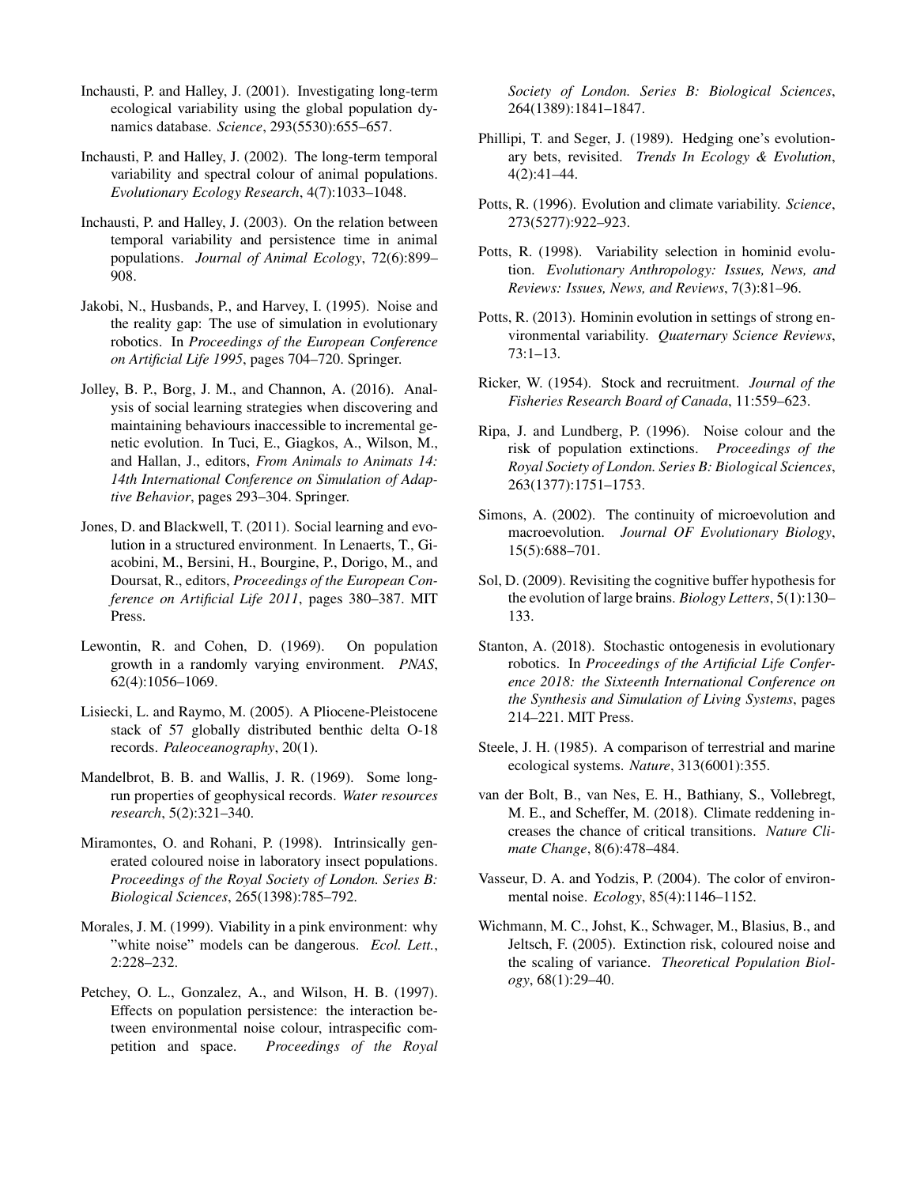Inchausti, P. and Halley, J. (2001). Investigating long-term ecological variability using the global population dynamics database. *Science*, 293(5530):655–657.

Inchausti, P. and Halley, J. (2002). The long-term temporal variability and spectral colour of animal populations. *Evolutionary Ecology Research*, 4(7):1033–1048.

Inchausti, P. and Halley, J. (2003). On the relation between temporal variability and persistence time in animal populations. *Journal of Animal Ecology*, 72(6):899–908.

Jakobi, N., Husbands, P., and Harvey, I. (1995). Noise and the reality gap: The use of simulation in evolutionary robotics. In *Proceedings of the European Conference on Artificial Life 1995*, pages 704–720. Springer.

Jolley, B. P., Borg, J. M., and Channon, A. (2016). Analysis of social learning strategies when discovering and maintaining behaviours inaccessible to incremental genetic evolution. In Tuci, E., Giagkos, A., Wilson, M., and Hallan, J., editors, *From Animals to Animats 14: 14th International Conference on Simulation of Adaptive Behavior*, pages 293–304. Springer.

Jones, D. and Blackwell, T. (2011). Social learning and evolution in a structured environment. In Lenaerts, T., Giacobini, M., Bersini, H., Bourgine, P., Dorigo, M., and Doursat, R., editors, *Proceedings of the European Conference on Artificial Life 2011*, pages 380–387. MIT Press.

Lewontin, R. and Cohen, D. (1969). On population growth in a randomly varying environment. *PNAS*, 62(4):1056–1069.

Lisiecki, L. and Raymo, M. (2005). A Pliocene-Pleistocene stack of 57 globally distributed benthic delta O-18 records. *Paleoceanography*, 20(1).

Mandelbrot, B. B. and Wallis, J. R. (1969). Some long-run properties of geophysical records. *Water resources research*, 5(2):321–340.

Miramontes, O. and Rohani, P. (1998). Intrinsically generated coloured noise in laboratory insect populations. *Proceedings of the Royal Society of London. Series B: Biological Sciences*, 265(1398):785–792.

Morales, J. M. (1999). Viability in a pink environment: why "white noise" models can be dangerous. *Ecol. Lett.*, 2:228–232.

Petchey, O. L., Gonzalez, A., and Wilson, H. B. (1997). Effects on population persistence: the interaction between environmental noise colour, intraspecific competition and space. *Proceedings of the Royal Society of London. Series B: Biological Sciences*, 264(1389):1841–1847.

Phillipi, T. and Seger, J. (1989). Hedging one's evolutionary bets, revisited. *Trends In Ecology & Evolution*, 4(2):41–44.

Potts, R. (1996). Evolution and climate variability. *Science*, 273(5277):922–923.

Potts, R. (1998). Variability selection in hominid evolution. *Evolutionary Anthropology: Issues, News, and Reviews: Issues, News, and Reviews*, 7(3):81–96.

Potts, R. (2013). Hominin evolution in settings of strong environmental variability. *Quaternary Science Reviews*, 73:1–13.

Ricker, W. (1954). Stock and recruitment. *Journal of the Fisheries Research Board of Canada*, 11:559–623.

Ripa, J. and Lundberg, P. (1996). Noise colour and the risk of population extinctions. *Proceedings of the Royal Society of London. Series B: Biological Sciences*, 263(1377):1751–1753.

Simons, A. (2002). The continuity of microevolution and macroevolution. *Journal OF Evolutionary Biology*, 15(5):688–701.

Sol, D. (2009). Revisiting the cognitive buffer hypothesis for the evolution of large brains. *Biology Letters*, 5(1):130–133.

Stanton, A. (2018). Stochastic ontogenesis in evolutionary robotics. In *Proceedings of the Artificial Life Conference 2018: the Sixteenth International Conference on the Synthesis and Simulation of Living Systems*, pages 214–221. MIT Press.

Steele, J. H. (1985). A comparison of terrestrial and marine ecological systems. *Nature*, 313(6001):355.

van der Bolt, B., van Nes, E. H., Bathiany, S., Vollebregt, M. E., and Scheffer, M. (2018). Climate reddening increases the chance of critical transitions. *Nature Climate Change*, 8(6):478–484.

Vasseur, D. A. and Yodzis, P. (2004). The color of environmental noise. *Ecology*, 85(4):1146–1152.

Wichmann, M. C., Johst, K., Schwager, M., Blasius, B., and Jeltsch, F. (2005). Extinction risk, coloured noise and the scaling of variance. *Theoretical Population Biology*, 68(1):29–40.